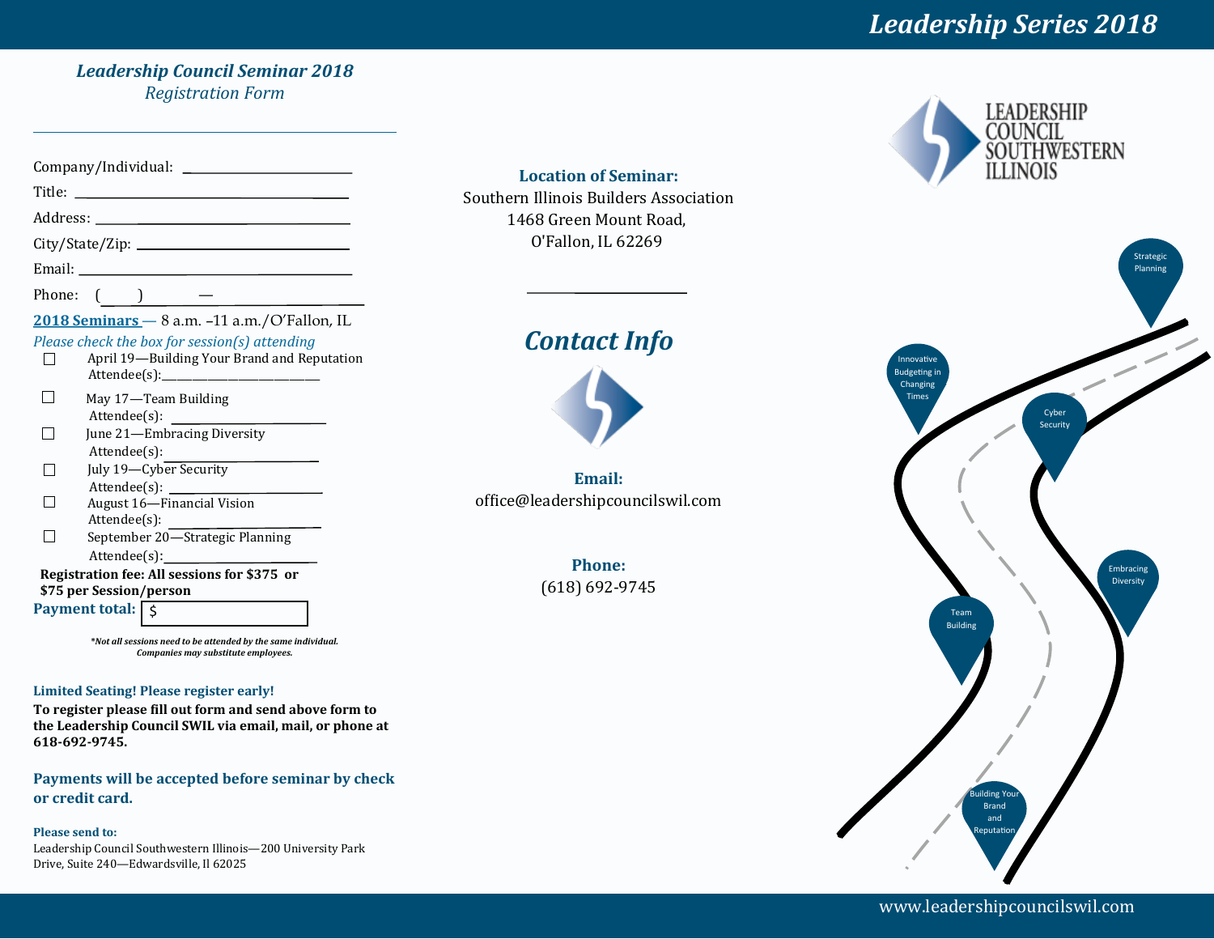# Leadership Series 2018

## Leadership Council Seminar 2018

*Registration Form*

---

Company/Individual: ________________________

Title: ________________________

Address: ________________________

City/State/Zip: ________________________

Email: ________________________

Phone: ( ) —

**2018 Seminars** — 8 a.m. –11 a.m./O'Fallon, IL

*Please check the box for session(s) attending*

- ☐ April 19—Building Your Brand and Reputation
  Attendee(s): ________________________
- ☐ May 17—Team Building
  Attendee(s): ________________________
- ☐ June 21—Embracing Diversity
  Attendee(s): ________________________
- ☐ July 19—Cyber Security
  Attendee(s): ________________________
- ☐ August 16—Financial Vision
  Attendee(s): ________________________
- ☐ September 20—Strategic Planning
  Attendee(s): ________________________

**Registration fee: All sessions for $375 or $75 per Session/person**

**Payment total:** $

***Not all sessions need to be attended by the same individual. Companies may substitute employees.***

**Limited Seating! Please register early!**

**To register please fill out form and send above form to the Leadership Council SWIL via email, mail, or phone at 618-692-9745.**

**Payments will be accepted before seminar by check or credit card.**

**Please send to:**

Leadership Council Southwestern Illinois—200 University Park Drive, Suite 240—Edwardsville, Il 62025

**Location of Seminar:**

Southern Illinois Builders Association
1468 Green Mount Road,
O'Fallon, IL 62269

## Contact Info

**Email:**
office@leadershipcouncilswil.com

**Phone:**
(618) 692-9745

LEADERSHIP COUNCIL SOUTHWESTERN ILLINOIS

Strategic Planning

Innovative Budgeting in Changing Times

Cyber Security

Embracing Diversity

Team Building

Building Your Brand and Reputation

www.leadershipcouncilswil.com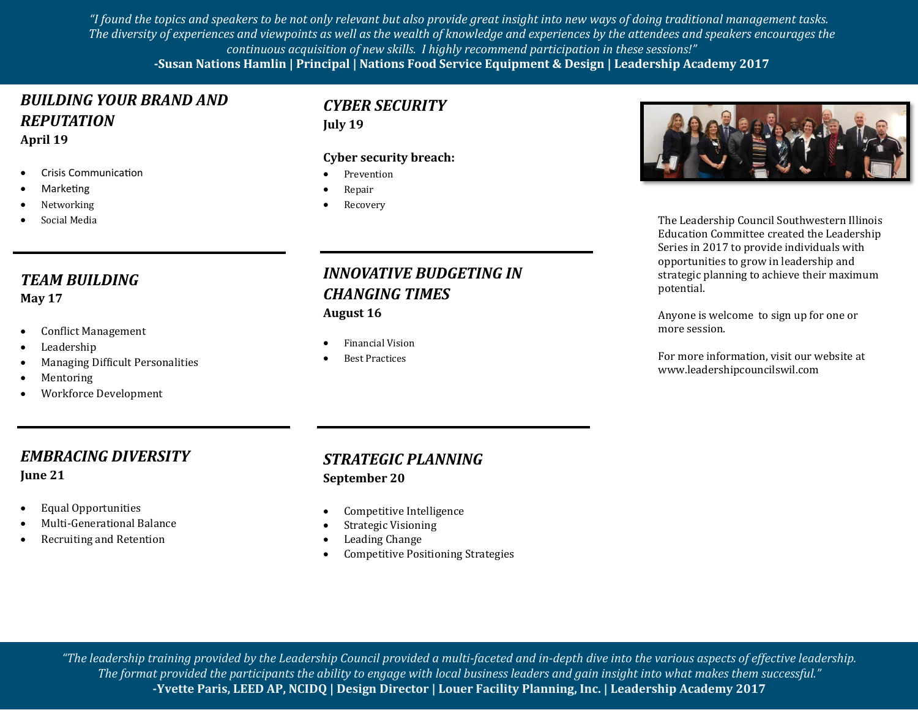*"I found the topics and speakers to be not only relevant but also provide great insight into new ways of doing traditional management tasks. The diversity of experiences and viewpoints as well as the wealth of knowledge and experiences by the attendees and speakers encourages the continuous acquisition of new skills. I highly recommend participation in these sessions!"*

**-Susan Nations Hamlin | Principal | Nations Food Service Equipment & Design | Leadership Academy 2017**

## *BUILDING YOUR BRAND AND REPUTATION*

**April 19**

- Crisis Communication
- Marketing
- Networking
- Social Media

## *TEAM BUILDING*

**May 17**

- Conflict Management
- Leadership
- Managing Difficult Personalities
- Mentoring
- Workforce Development

## *EMBRACING DIVERSITY*

**June 21**

- Equal Opportunities
- Multi-Generational Balance
- Recruiting and Retention

## *CYBER SECURITY*

**July 19**

**Cyber security breach:**

- Prevention
- Repair
- Recovery

## *INNOVATIVE BUDGETING IN CHANGING TIMES*

**August 16**

- Financial Vision
- Best Practices

## *STRATEGIC PLANNING*

**September 20**

- Competitive Intelligence
- Strategic Visioning
- Leading Change
- Competitive Positioning Strategies

The Leadership Council Southwestern Illinois Education Committee created the Leadership Series in 2017 to provide individuals with opportunities to grow in leadership and strategic planning to achieve their maximum potential.

Anyone is welcome to sign up for one or more session.

For more information, visit our website at www.leadershipcouncilswil.com

*"The leadership training provided by the Leadership Council provided a multi-faceted and in-depth dive into the various aspects of effective leadership. The format provided the participants the ability to engage with local business leaders and gain insight into what makes them successful."*

**-Yvette Paris, LEED AP, NCIDQ | Design Director | Louer Facility Planning, Inc. | Leadership Academy 2017**